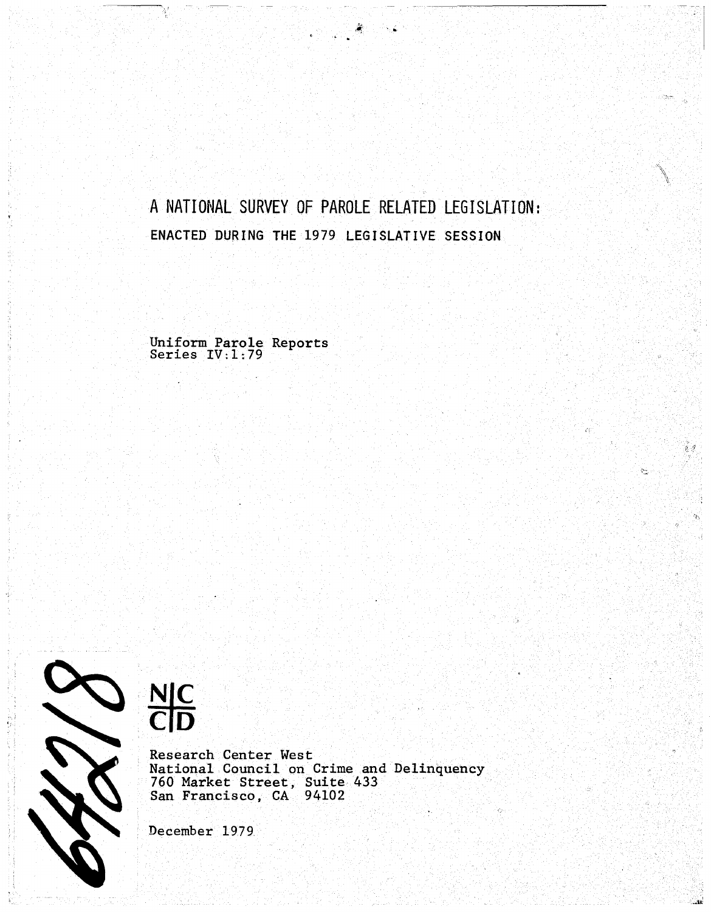# A NATIONAL SURVEY OF PAROLE RELATED LEGISLATION:

## ENACTED DURING THE 1979 LEGISLATIVE SESSION

Uniform Parole Reports
Series IV:1:79

NCCD

Research Center West
National Council on Crime and Delinquency
760 Market Street, Suite 433
San Francisco, CA 94102

December 1979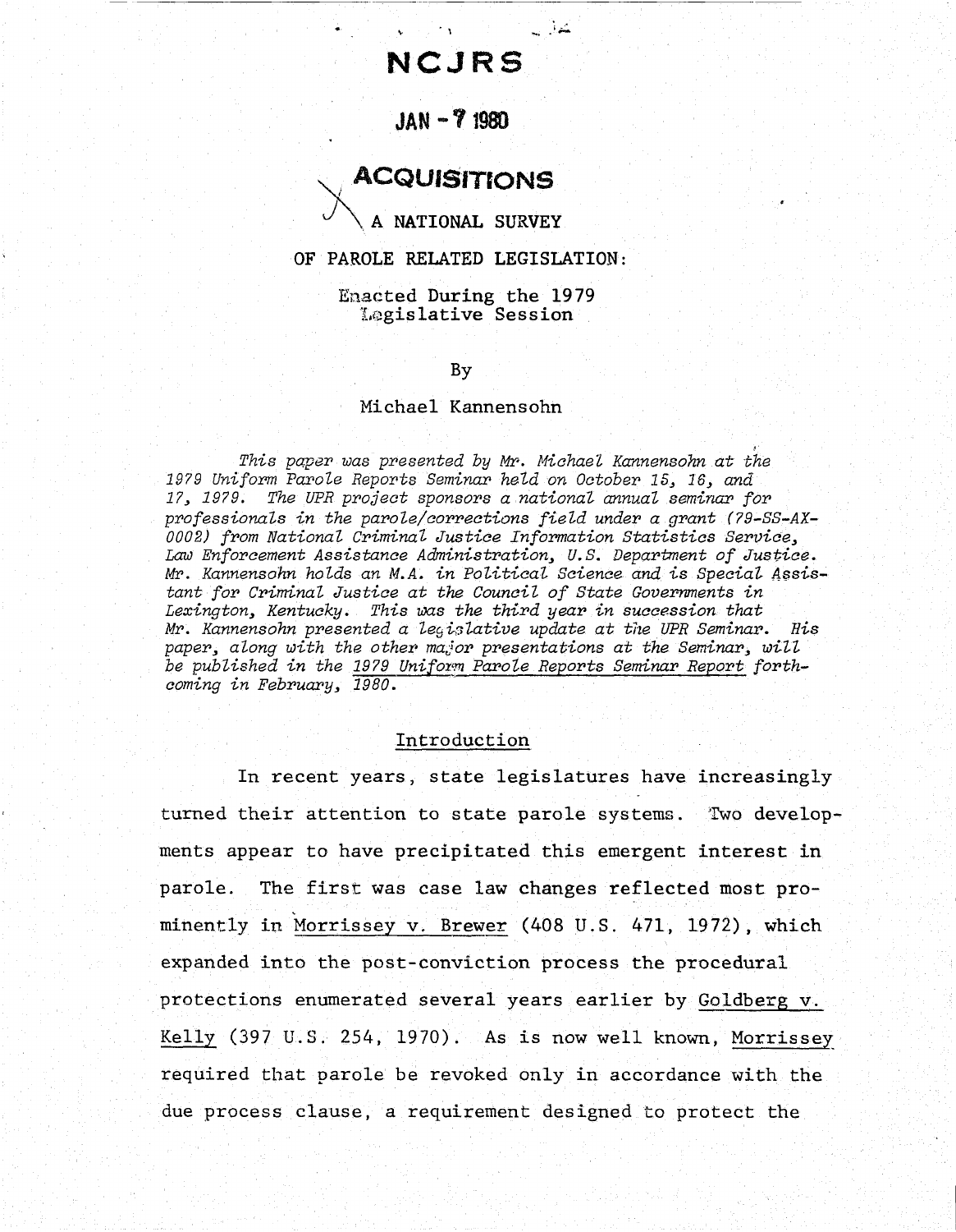NCJRS

JAN - 7 1980

ACQUISITIONS

# A NATIONAL SURVEY OF PAROLE RELATED LEGISLATION:

## Enacted During the 1979 Legislative Session

By

Michael Kannensohn

*This paper was presented by Mr. Michael Kannensohn at the 1979 Uniform Parole Reports Seminar held on October 15, 16, and 17, 1979. The UPR project sponsors a national annual seminar for professionals in the parole/corrections field under a grant (79-SS-AX-0002) from National Criminal Justice Information Statistics Service, Law Enforcement Assistance Administration, U.S. Department of Justice. Mr. Kannensohn holds an M.A. in Political Science and is Special Assistant for Criminal Justice at the Council of State Governments in Lexington, Kentucky. This was the third year in succession that Mr. Kannensohn presented a legislative update at the UPR Seminar. His paper, along with the other major presentations at the Seminar, will be published in the 1979 Uniform Parole Reports Seminar Report forthcoming in February, 1980.*

### Introduction

In recent years, state legislatures have increasingly turned their attention to state parole systems. Two developments appear to have precipitated this emergent interest in parole. The first was case law changes reflected most prominently in Morrissey v. Brewer (408 U.S. 471, 1972), which expanded into the post-conviction process the procedural protections enumerated several years earlier by Goldberg v. Kelly (397 U.S. 254, 1970). As is now well known, Morrissey required that parole be revoked only in accordance with the due process clause, a requirement designed to protect the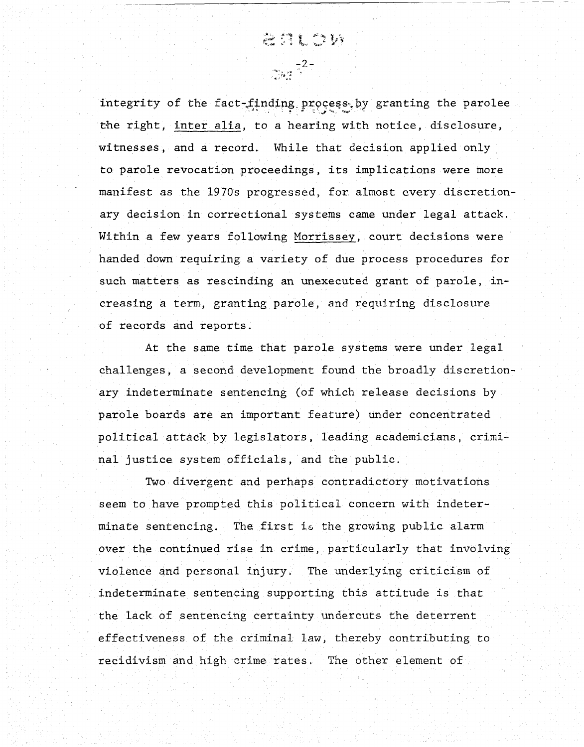integrity of the fact-finding process by granting the parolee the right, _inter alia_, to a hearing with notice, disclosure, witnesses, and a record. While that decision applied only to parole revocation proceedings, its implications were more manifest as the 1970s progressed, for almost every discretionary decision in correctional systems came under legal attack. Within a few years following _Morrissey_, court decisions were handed down requiring a variety of due process procedures for such matters as rescinding an unexecuted grant of parole, increasing a term, granting parole, and requiring disclosure of records and reports.

At the same time that parole systems were under legal challenges, a second development found the broadly discretionary indeterminate sentencing (of which release decisions by parole boards are an important feature) under concentrated political attack by legislators, leading academicians, criminal justice system officials, and the public.

Two divergent and perhaps contradictory motivations seem to have prompted this political concern with indeterminate sentencing. The first is the growing public alarm over the continued rise in crime, particularly that involving violence and personal injury. The underlying criticism of indeterminate sentencing supporting this attitude is that the lack of sentencing certainty undercuts the deterrent effectiveness of the criminal law, thereby contributing to recidivism and high crime rates. The other element of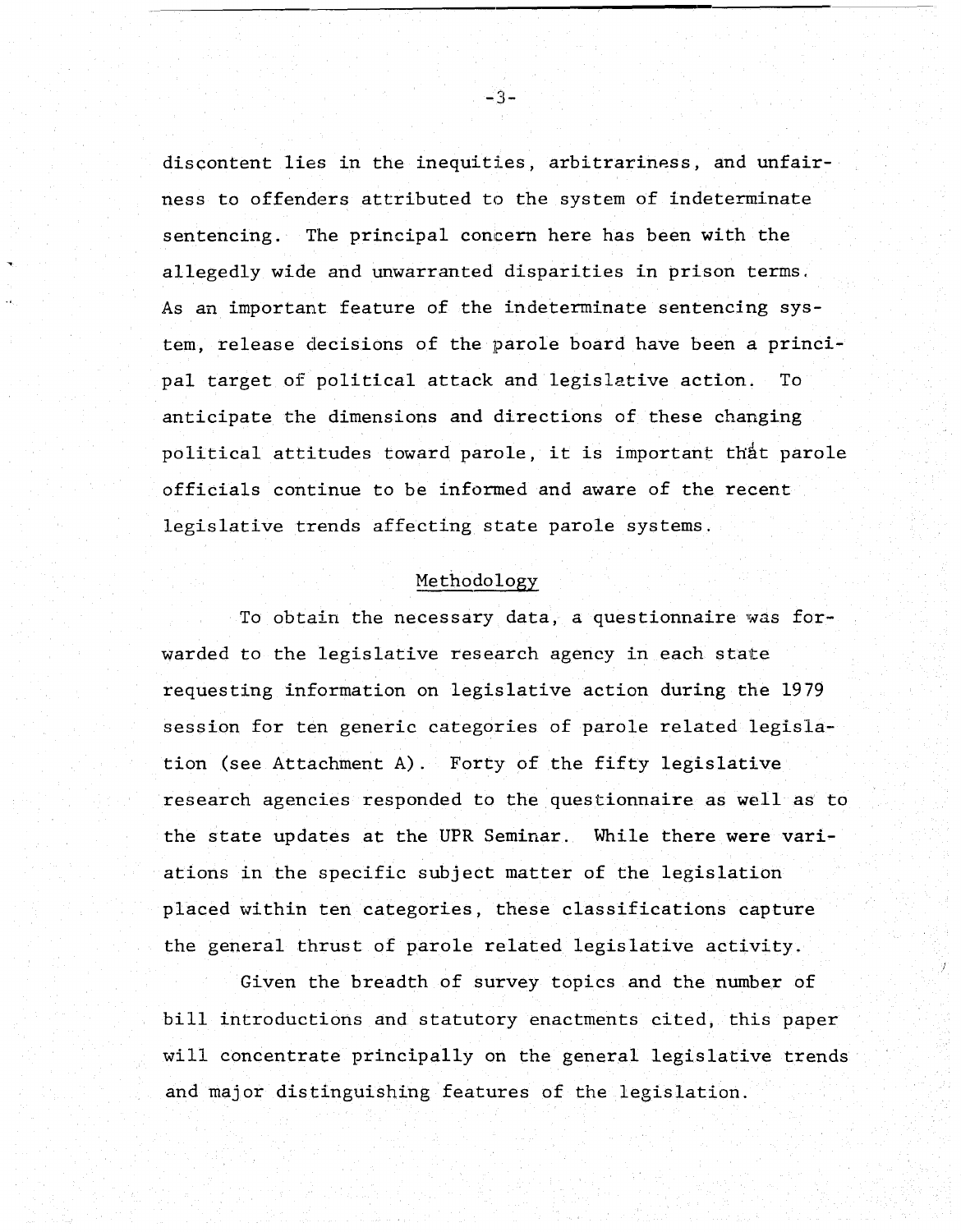discontent lies in the inequities, arbitrariness, and unfairness to offenders attributed to the system of indeterminate sentencing. The principal concern here has been with the allegedly wide and unwarranted disparities in prison terms. As an important feature of the indeterminate sentencing system, release decisions of the parole board have been a principal target of political attack and legislative action. To anticipate the dimensions and directions of these changing political attitudes toward parole, it is important that parole officials continue to be informed and aware of the recent legislative trends affecting state parole systems.

## Methodology

To obtain the necessary data, a questionnaire was forwarded to the legislative research agency in each state requesting information on legislative action during the 1979 session for ten generic categories of parole related legislation (see Attachment A). Forty of the fifty legislative research agencies responded to the questionnaire as well as to the state updates at the UPR Seminar. While there were variations in the specific subject matter of the legislation placed within ten categories, these classifications capture the general thrust of parole related legislative activity.

Given the breadth of survey topics and the number of bill introductions and statutory enactments cited, this paper will concentrate principally on the general legislative trends and major distinguishing features of the legislation.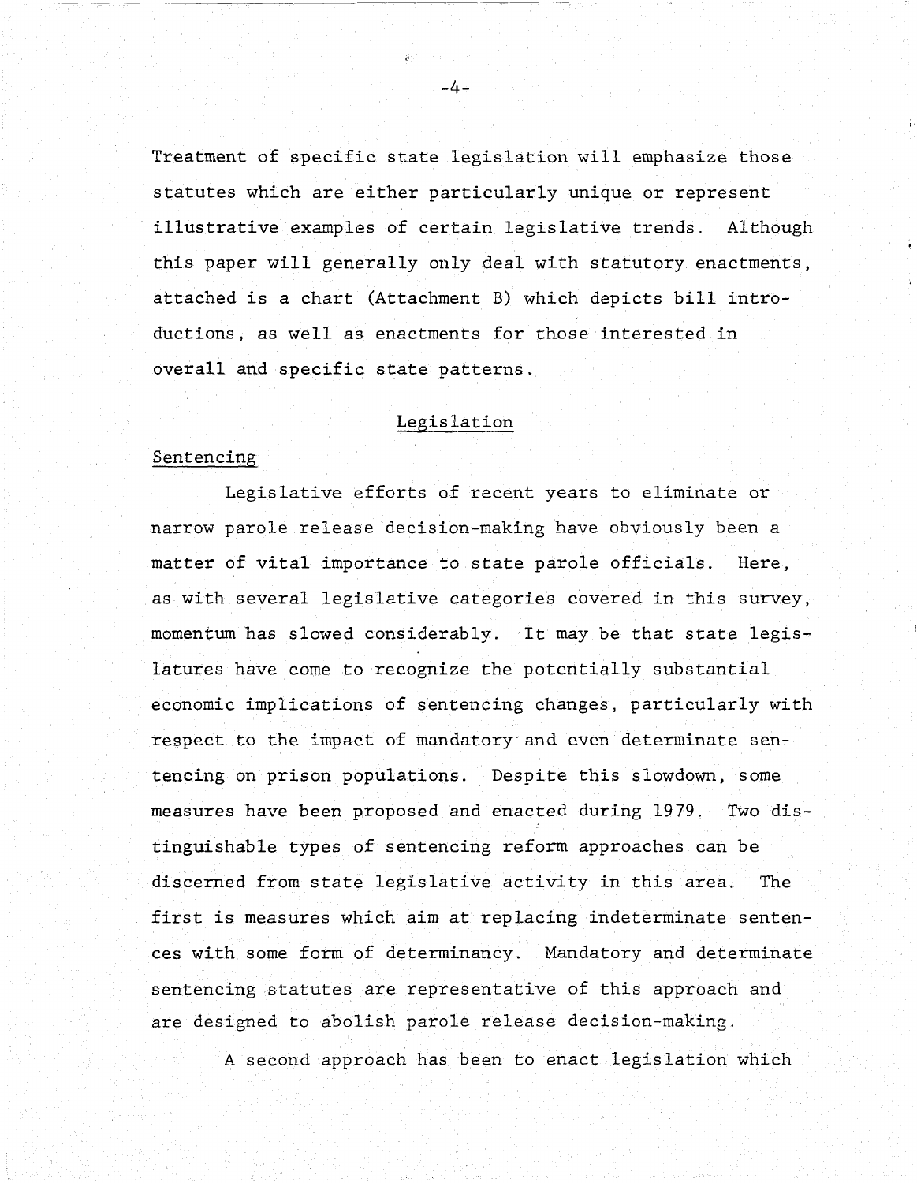Treatment of specific state legislation will emphasize those statutes which are either particularly unique or represent illustrative examples of certain legislative trends. Although this paper will generally only deal with statutory enactments, attached is a chart (Attachment B) which depicts bill introductions, as well as enactments for those interested in overall and specific state patterns.

## Legislation

### Sentencing

Legislative efforts of recent years to eliminate or narrow parole release decision-making have obviously been a matter of vital importance to state parole officials. Here, as with several legislative categories covered in this survey, momentum has slowed considerably. It may be that state legislatures have come to recognize the potentially substantial economic implications of sentencing changes, particularly with respect to the impact of mandatory and even determinate sentencing on prison populations. Despite this slowdown, some measures have been proposed and enacted during 1979. Two distinguishable types of sentencing reform approaches can be discerned from state legislative activity in this area. The first is measures which aim at replacing indeterminate sentences with some form of determinancy. Mandatory and determinate sentencing statutes are representative of this approach and are designed to abolish parole release decision-making.

A second approach has been to enact legislation which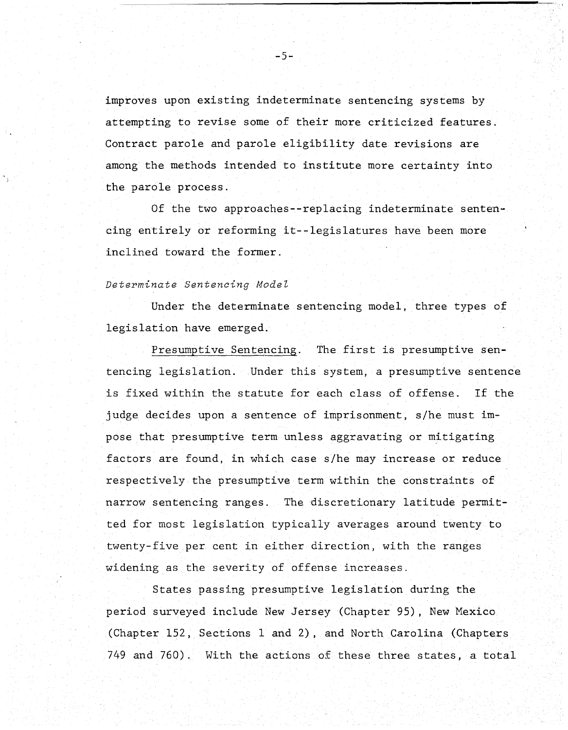improves upon existing indeterminate sentencing systems by attempting to revise some of their more criticized features. Contract parole and parole eligibility date revisions are among the methods intended to institute more certainty into the parole process.

Of the two approaches--replacing indeterminate sentencing entirely or reforming it--legislatures have been more inclined toward the former.

*Determinate Sentencing Model*

Under the determinate sentencing model, three types of legislation have emerged.

Presumptive Sentencing. The first is presumptive sentencing legislation. Under this system, a presumptive sentence is fixed within the statute for each class of offense. If the judge decides upon a sentence of imprisonment, s/he must impose that presumptive term unless aggravating or mitigating factors are found, in which case s/he may increase or reduce respectively the presumptive term within the constraints of narrow sentencing ranges. The discretionary latitude permitted for most legislation typically averages around twenty to twenty-five per cent in either direction, with the ranges widening as the severity of offense increases.

States passing presumptive legislation during the period surveyed include New Jersey (Chapter 95), New Mexico (Chapter 152, Sections 1 and 2), and North Carolina (Chapters 749 and 760). With the actions of these three states, a total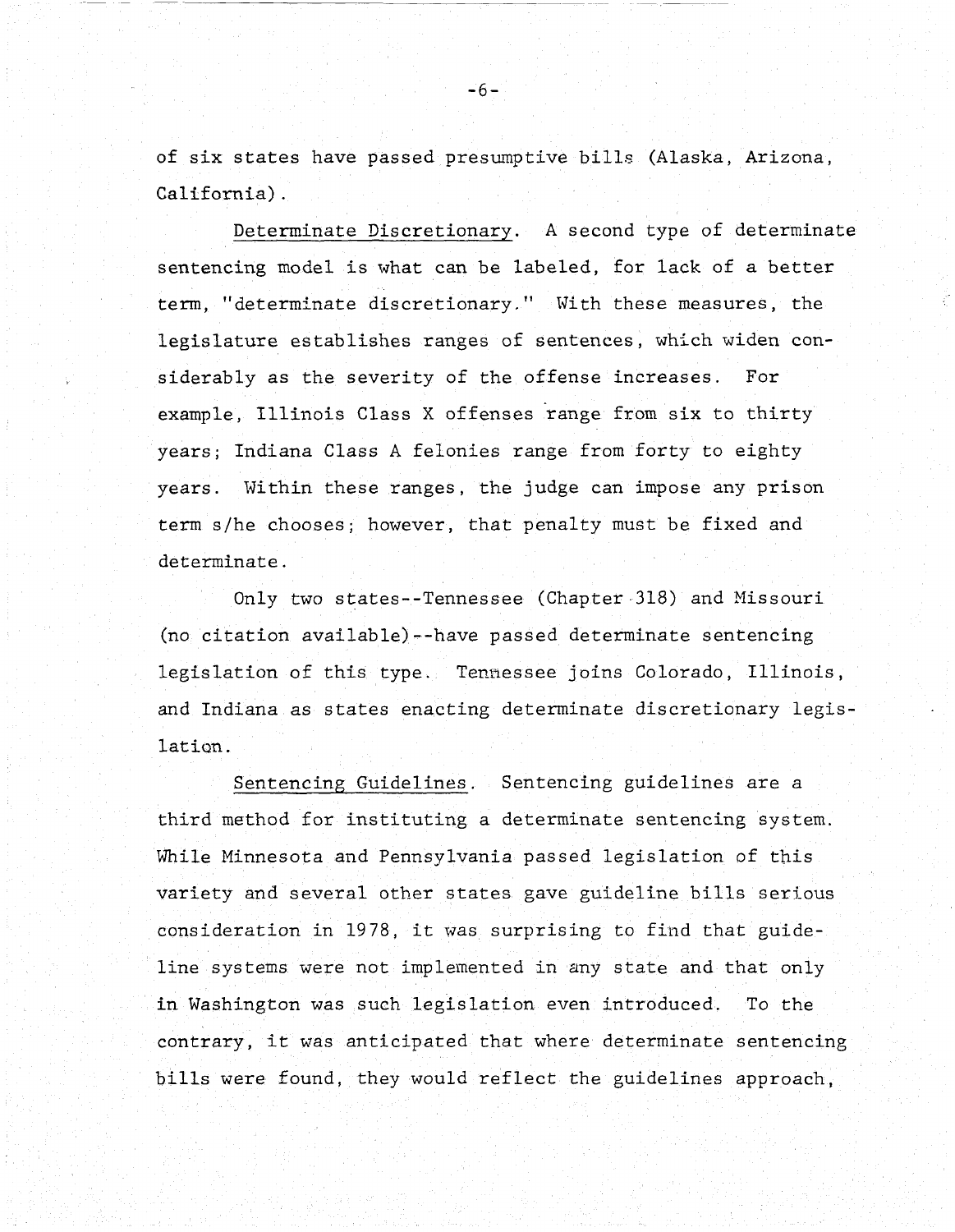of six states have passed presumptive bills (Alaska, Arizona, California).

Determinate Discretionary. A second type of determinate sentencing model is what can be labeled, for lack of a better term, "determinate discretionary." With these measures, the legislature establishes ranges of sentences, which widen considerably as the severity of the offense increases. For example, Illinois Class X offenses range from six to thirty years; Indiana Class A felonies range from forty to eighty years. Within these ranges, the judge can impose any prison term s/he chooses; however, that penalty must be fixed and determinate.

Only two states--Tennessee (Chapter 318) and Missouri (no citation available)--have passed determinate sentencing legislation of this type. Tennessee joins Colorado, Illinois, and Indiana as states enacting determinate discretionary legislation.

Sentencing Guidelines. Sentencing guidelines are a third method for instituting a determinate sentencing system. While Minnesota and Pennsylvania passed legislation of this variety and several other states gave guideline bills serious consideration in 1978, it was surprising to find that guideline systems were not implemented in any state and that only in Washington was such legislation even introduced. To the contrary, it was anticipated that where determinate sentencing bills were found, they would reflect the guidelines approach,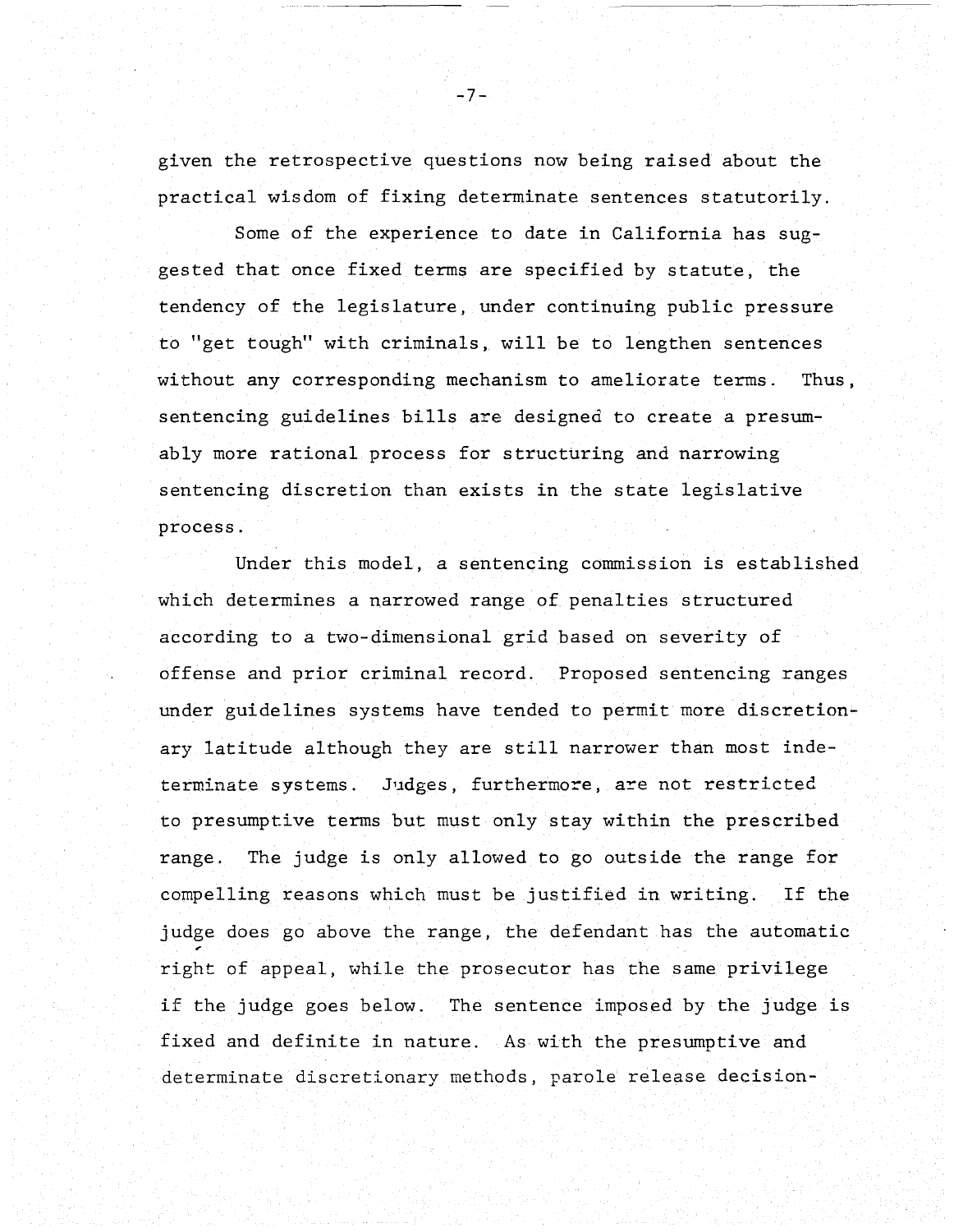given the retrospective questions now being raised about the practical wisdom of fixing determinate sentences statutorily.

Some of the experience to date in California has suggested that once fixed terms are specified by statute, the tendency of the legislature, under continuing public pressure to "get tough" with criminals, will be to lengthen sentences without any corresponding mechanism to ameliorate terms. Thus, sentencing guidelines bills are designed to create a presumably more rational process for structuring and narrowing sentencing discretion than exists in the state legislative process.

Under this model, a sentencing commission is established which determines a narrowed range of penalties structured according to a two-dimensional grid based on severity of offense and prior criminal record. Proposed sentencing ranges under guidelines systems have tended to permit more discretionary latitude although they are still narrower than most indeterminate systems. Judges, furthermore, are not restricted to presumptive terms but must only stay within the prescribed range. The judge is only allowed to go outside the range for compelling reasons which must be justified in writing. If the judge does go above the range, the defendant has the automatic right of appeal, while the prosecutor has the same privilege if the judge goes below. The sentence imposed by the judge is fixed and definite in nature. As with the presumptive and determinate discretionary methods, parole release decision-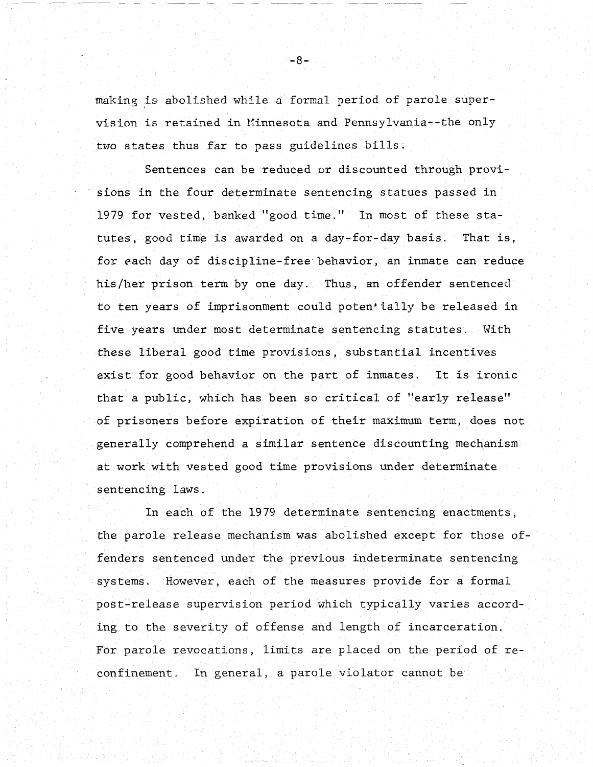making is abolished while a formal period of parole supervision is retained in Minnesota and Pennsylvania--the only two states thus far to pass guidelines bills.

Sentences can be reduced or discounted through provisions in the four determinate sentencing statues passed in 1979 for vested, banked "good time." In most of these statutes, good time is awarded on a day-for-day basis. That is, for each day of discipline-free behavior, an inmate can reduce his/her prison term by one day. Thus, an offender sentenced to ten years of imprisonment could potentially be released in five years under most determinate sentencing statutes. With these liberal good time provisions, substantial incentives exist for good behavior on the part of inmates. It is ironic that a public, which has been so critical of "early release" of prisoners before expiration of their maximum term, does not generally comprehend a similar sentence discounting mechanism at work with vested good time provisions under determinate sentencing laws.

In each of the 1979 determinate sentencing enactments, the parole release mechanism was abolished except for those offenders sentenced under the previous indeterminate sentencing systems. However, each of the measures provide for a formal post-release supervision period which typically varies according to the severity of offense and length of incarceration. For parole revocations, limits are placed on the period of reconfinement. In general, a parole violator cannot be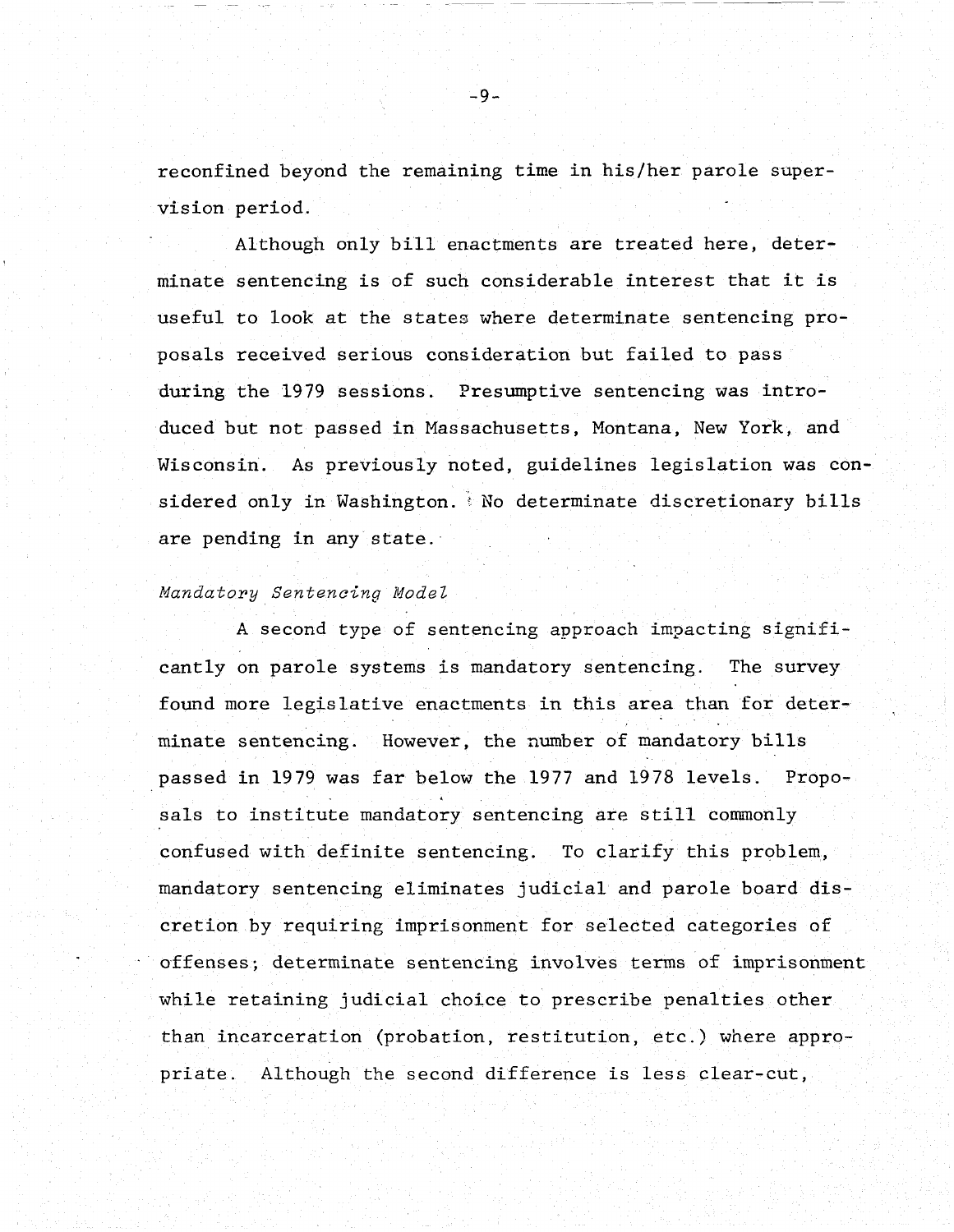reconfined beyond the remaining time in his/her parole supervision period.

Although only bill enactments are treated here, determinate sentencing is of such considerable interest that it is useful to look at the states where determinate sentencing proposals received serious consideration but failed to pass during the 1979 sessions. Presumptive sentencing was introduced but not passed in Massachusetts, Montana, New York, and Wisconsin. As previously noted, guidelines legislation was considered only in Washington. No determinate discretionary bills are pending in any state.

*Mandatory Sentencing Model*

A second type of sentencing approach impacting significantly on parole systems is mandatory sentencing. The survey found more legislative enactments in this area than for determinate sentencing. However, the number of mandatory bills passed in 1979 was far below the 1977 and 1978 levels. Proposals to institute mandatory sentencing are still commonly confused with definite sentencing. To clarify this problem, mandatory sentencing eliminates judicial and parole board discretion by requiring imprisonment for selected categories of offenses; determinate sentencing involves terms of imprisonment while retaining judicial choice to prescribe penalties other than incarceration (probation, restitution, etc.) where appropriate. Although the second difference is less clear-cut,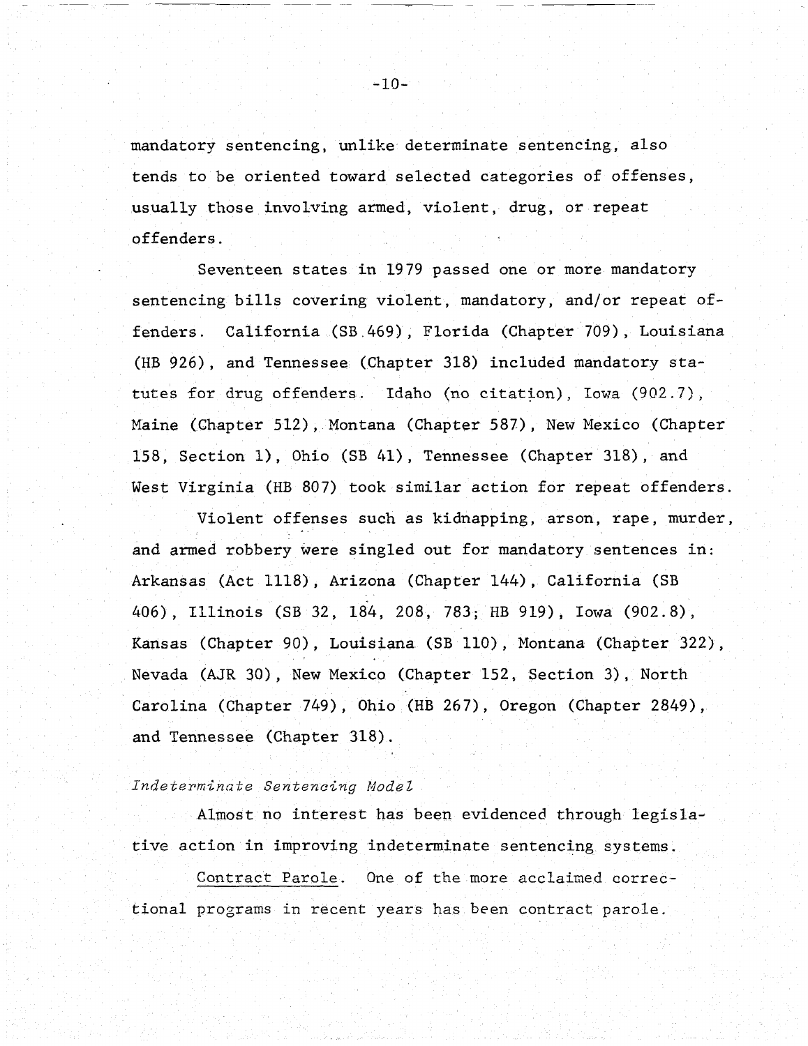mandatory sentencing, unlike determinate sentencing, also tends to be oriented toward selected categories of offenses, usually those involving armed, violent, drug, or repeat offenders.

Seventeen states in 1979 passed one or more mandatory sentencing bills covering violent, mandatory, and/or repeat offenders. California (SB 469), Florida (Chapter 709), Louisiana (HB 926), and Tennessee (Chapter 318) included mandatory statutes for drug offenders. Idaho (no citation), Iowa (902.7), Maine (Chapter 512), Montana (Chapter 587), New Mexico (Chapter 158, Section 1), Ohio (SB 41), Tennessee (Chapter 318), and West Virginia (HB 807) took similar action for repeat offenders.

Violent offenses such as kidnapping, arson, rape, murder, and armed robbery were singled out for mandatory sentences in: Arkansas (Act 1118), Arizona (Chapter 144), California (SB 406), Illinois (SB 32, 184, 208, 783; HB 919), Iowa (902.8), Kansas (Chapter 90), Louisiana (SB 110), Montana (Chapter 322), Nevada (AJR 30), New Mexico (Chapter 152, Section 3), North Carolina (Chapter 749), Ohio (HB 267), Oregon (Chapter 2849), and Tennessee (Chapter 318).

### *Indeterminate Sentencing Model*

Almost no interest has been evidenced through legislative action in improving indeterminate sentencing systems.

Contract Parole. One of the more acclaimed correctional programs in recent years has been contract parole.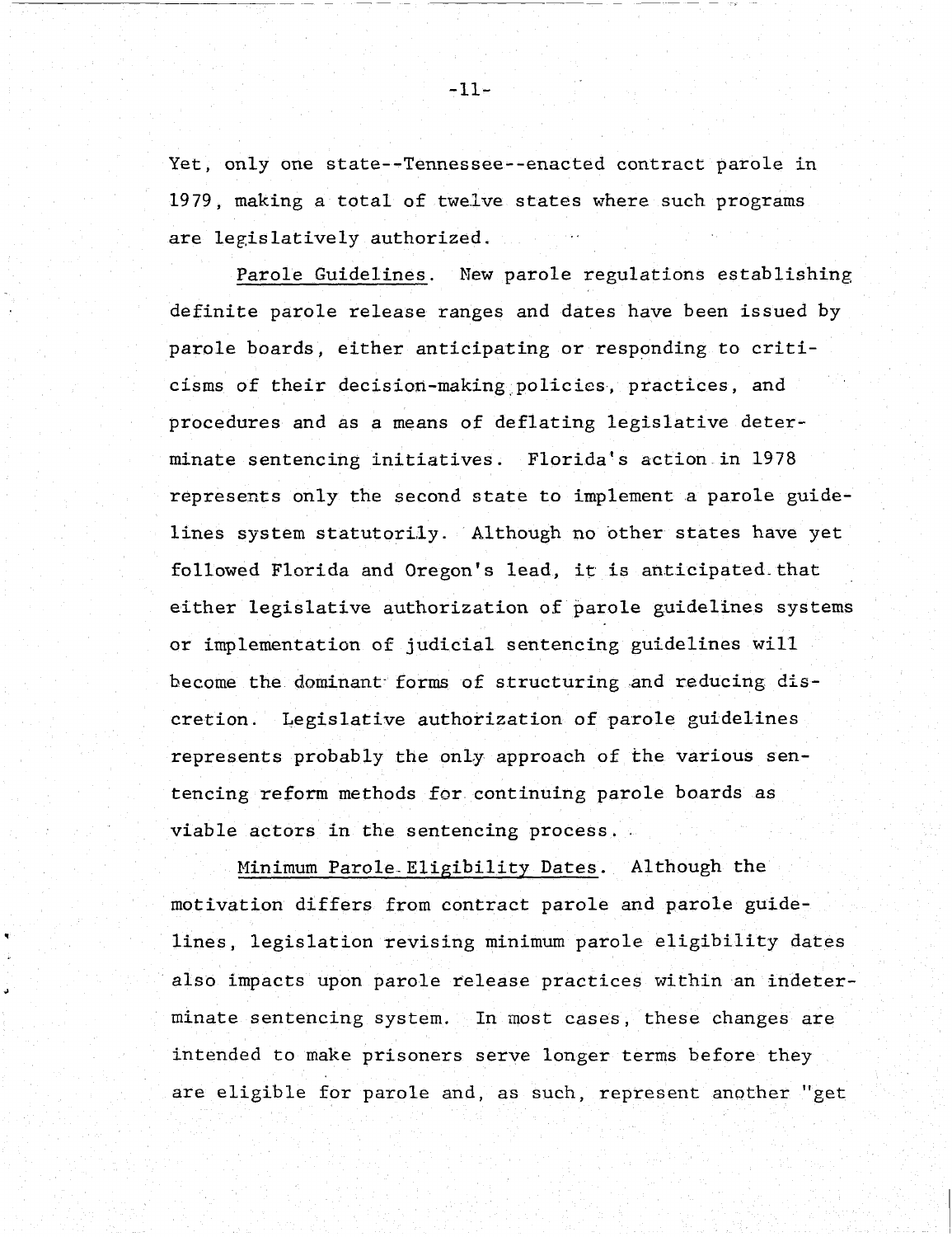Yet, only one state--Tennessee--enacted contract parole in 1979, making a total of twelve states where such programs are legislatively authorized.

Parole Guidelines. New parole regulations establishing definite parole release ranges and dates have been issued by parole boards, either anticipating or responding to criticisms of their decision-making policies, practices, and procedures and as a means of deflating legislative determinate sentencing initiatives. Florida's action in 1978 represents only the second state to implement a parole guidelines system statutorily. Although no other states have yet followed Florida and Oregon's lead, it is anticipated that either legislative authorization of parole guidelines systems or implementation of judicial sentencing guidelines will become the dominant forms of structuring and reducing discretion. Legislative authorization of parole guidelines represents probably the only approach of the various sentencing reform methods for continuing parole boards as viable actors in the sentencing process.

Minimum Parole Eligibility Dates. Although the motivation differs from contract parole and parole guidelines, legislation revising minimum parole eligibility dates also impacts upon parole release practices within an indeterminate sentencing system. In most cases, these changes are intended to make prisoners serve longer terms before they are eligible for parole and, as such, represent another "get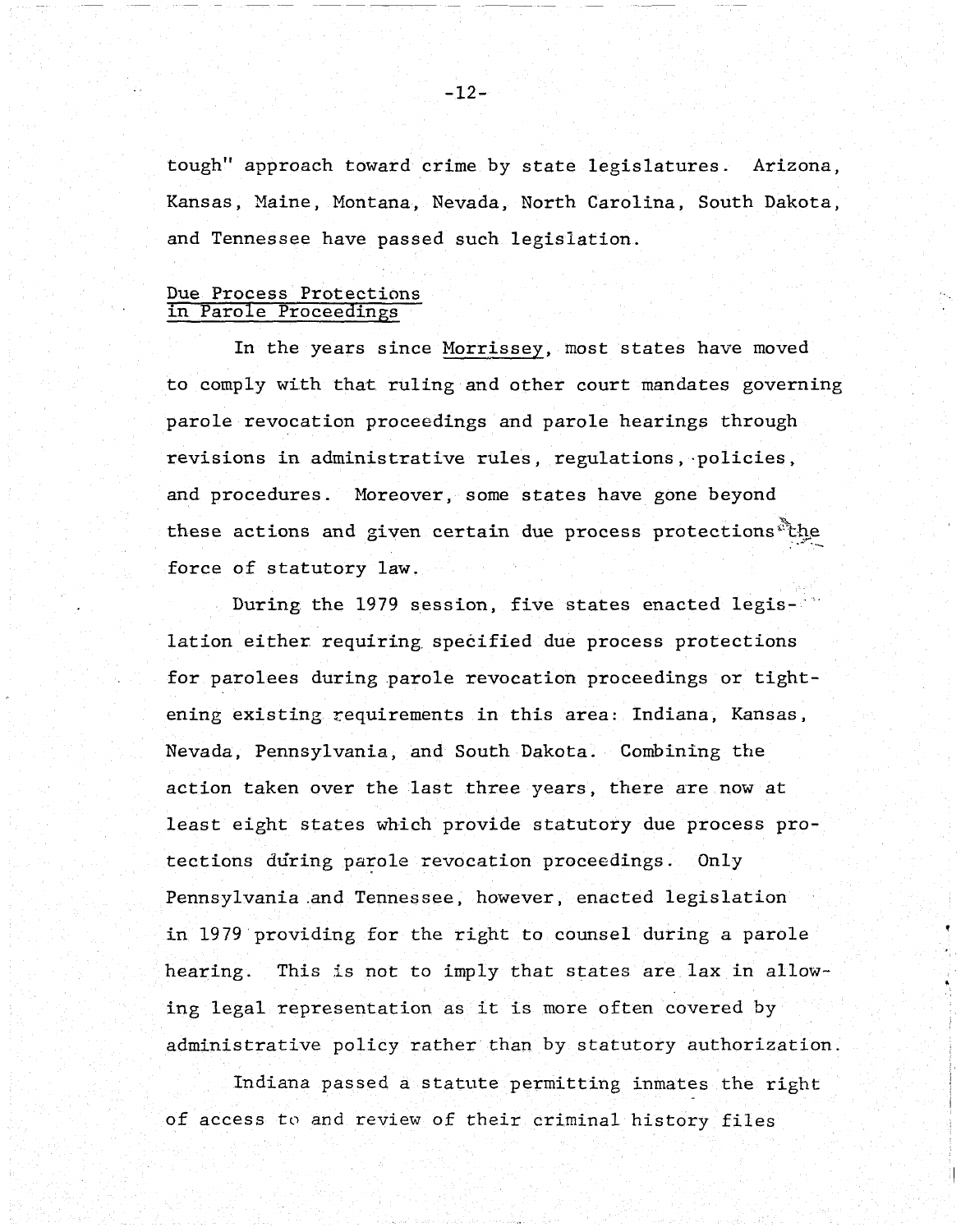tough" approach toward crime by state legislatures. Arizona, Kansas, Maine, Montana, Nevada, North Carolina, South Dakota, and Tennessee have passed such legislation.

## Due Process Protections in Parole Proceedings

In the years since *Morrissey*, most states have moved to comply with that ruling and other court mandates governing parole revocation proceedings and parole hearings through revisions in administrative rules, regulations, policies, and procedures. Moreover, some states have gone beyond these actions and given certain due process protections the force of statutory law.

During the 1979 session, five states enacted legislation either requiring specified due process protections for parolees during parole revocation proceedings or tightening existing requirements in this area: Indiana, Kansas, Nevada, Pennsylvania, and South Dakota. Combining the action taken over the last three years, there are now at least eight states which provide statutory due process protections during parole revocation proceedings. Only Pennsylvania and Tennessee, however, enacted legislation in 1979 providing for the right to counsel during a parole hearing. This is not to imply that states are lax in allowing legal representation as it is more often covered by administrative policy rather than by statutory authorization.

Indiana passed a statute permitting inmates the right of access to and review of their criminal history files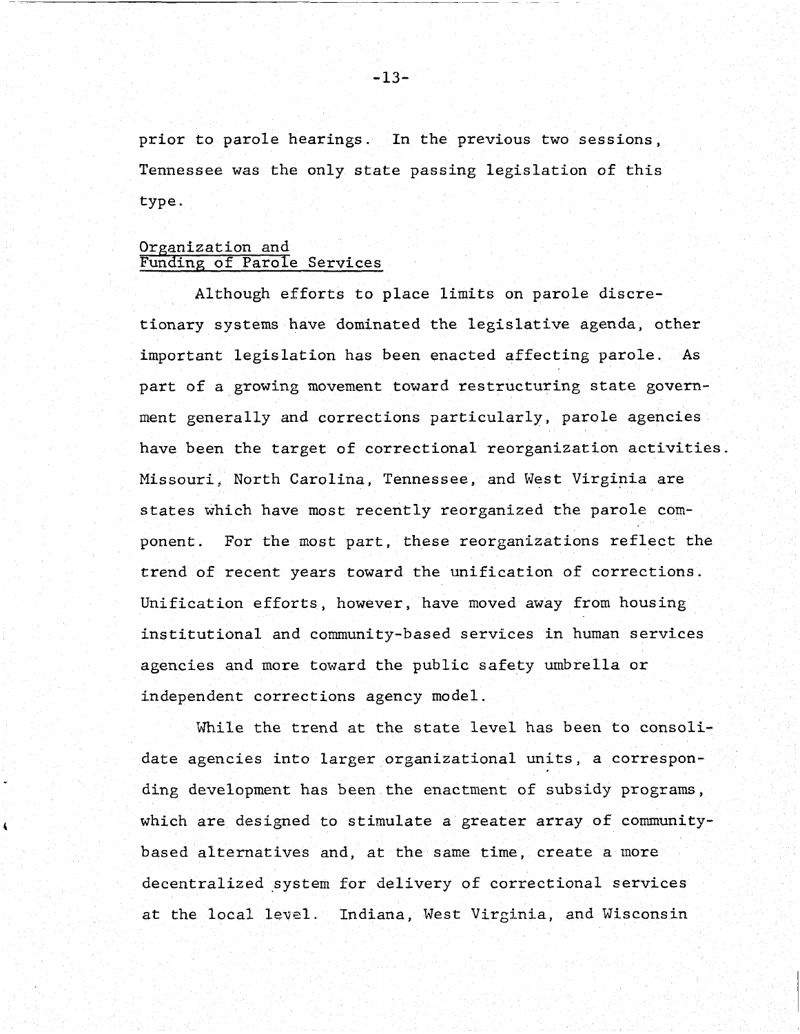prior to parole hearings. In the previous two sessions, Tennessee was the only state passing legislation of this type.

## Organization and Funding of Parole Services

Although efforts to place limits on parole discretionary systems have dominated the legislative agenda, other important legislation has been enacted affecting parole. As part of a growing movement toward restructuring state government generally and corrections particularly, parole agencies have been the target of correctional reorganization activities. Missouri, North Carolina, Tennessee, and West Virginia are states which have most recently reorganized the parole component. For the most part, these reorganizations reflect the trend of recent years toward the unification of corrections. Unification efforts, however, have moved away from housing institutional and community-based services in human services agencies and more toward the public safety umbrella or independent corrections agency model.

While the trend at the state level has been to consolidate agencies into larger organizational units, a corresponding development has been the enactment of subsidy programs, which are designed to stimulate a greater array of community-based alternatives and, at the same time, create a more decentralized system for delivery of correctional services at the local level. Indiana, West Virginia, and Wisconsin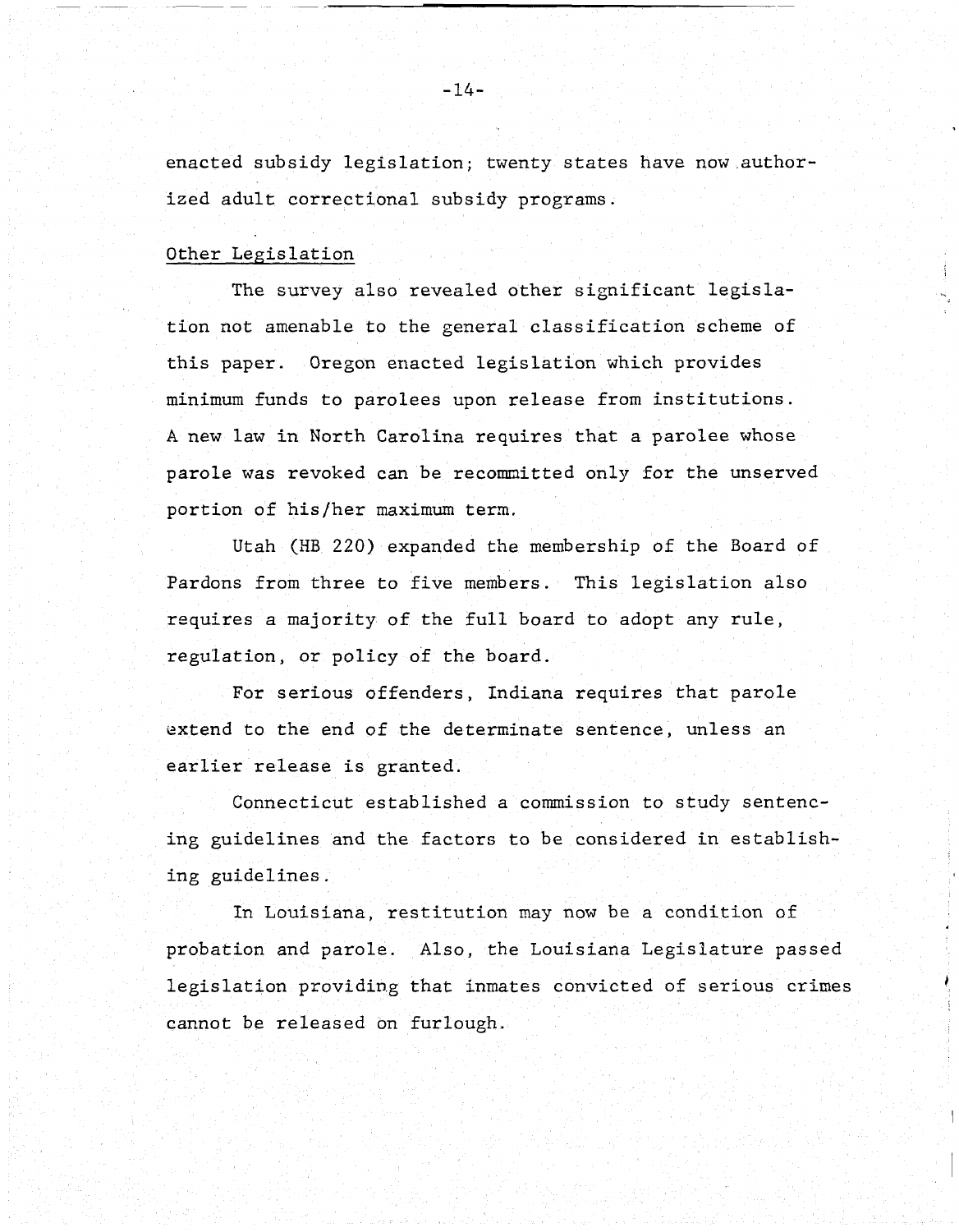enacted subsidy legislation; twenty states have now authorized adult correctional subsidy programs.

## Other Legislation

The survey also revealed other significant legislation not amenable to the general classification scheme of this paper. Oregon enacted legislation which provides minimum funds to parolees upon release from institutions. A new law in North Carolina requires that a parolee whose parole was revoked can be recommitted only for the unserved portion of his/her maximum term.

Utah (HB 220) expanded the membership of the Board of Pardons from three to five members. This legislation also requires a majority of the full board to adopt any rule, regulation, or policy of the board.

For serious offenders, Indiana requires that parole extend to the end of the determinate sentence, unless an earlier release is granted.

Connecticut established a commission to study sentencing guidelines and the factors to be considered in establishing guidelines.

In Louisiana, restitution may now be a condition of probation and parole. Also, the Louisiana Legislature passed legislation providing that inmates convicted of serious crimes cannot be released on furlough.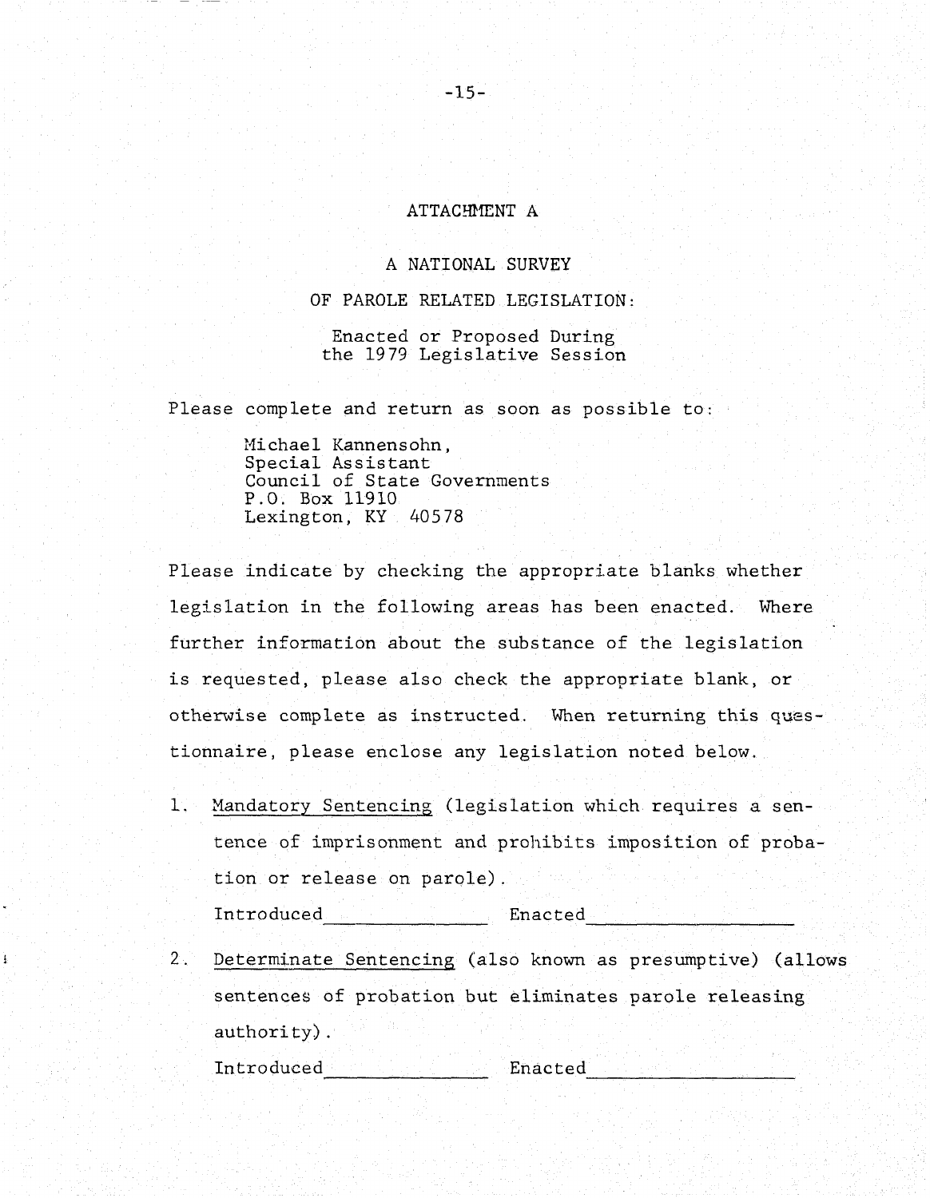# ATTACHMENT A

## A NATIONAL SURVEY OF PAROLE RELATED LEGISLATION:

### Enacted or Proposed During the 1979 Legislative Session

Please complete and return as soon as possible to:

Michael Kannensohn,
Special Assistant
Council of State Governments
P.O. Box 11910
Lexington, KY 40578

Please indicate by checking the appropriate blanks whether legislation in the following areas has been enacted. Where further information about the substance of the legislation is requested, please also check the appropriate blank, or otherwise complete as instructed. When returning this questionnaire, please enclose any legislation noted below.

1. Mandatory Sentencing (legislation which requires a sentence of imprisonment and prohibits imposition of probation or release on parole).

   Introduced\_\_\_\_\_\_\_\_\_\_\_\_\_\_ Enacted\_\_\_\_\_\_\_\_\_\_\_\_\_\_\_\_\_

2. Determinate Sentencing (also known as presumptive) (allows sentences of probation but eliminates parole releasing authority).

   Introduced\_\_\_\_\_\_\_\_\_\_\_\_\_\_ Enacted\_\_\_\_\_\_\_\_\_\_\_\_\_\_\_\_\_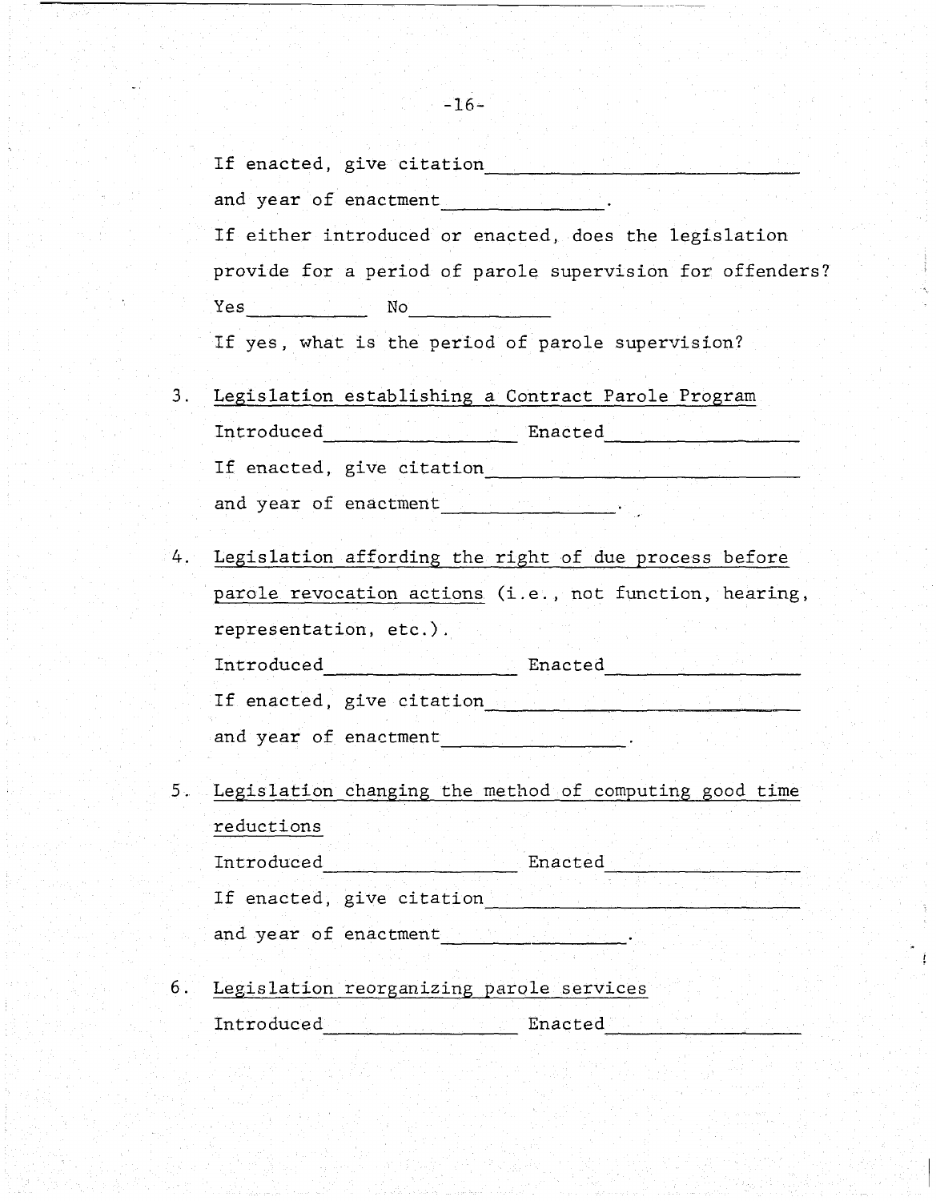If enacted, give citation\_\_\_\_\_\_\_\_\_\_\_\_\_\_\_\_\_\_\_\_\_\_\_\_\_\_\_\_

and year of enactment\_\_\_\_\_\_\_\_\_\_\_\_\_\_\_.

If either introduced or enacted, does the legislation provide for a period of parole supervision for offenders?

Yes\_\_\_\_\_\_\_\_\_\_ No\_\_\_\_\_\_\_\_\_\_\_\_

If yes, what is the period of parole supervision?

3. <u>Legislation establishing a Contract Parole Program</u>

   Introduced\_\_\_\_\_\_\_\_\_\_\_\_\_\_\_\_\_\_ Enacted\_\_\_\_\_\_\_\_\_\_\_\_\_\_\_\_\_\_

   If enacted, give citation\_\_\_\_\_\_\_\_\_\_\_\_\_\_\_\_\_\_\_\_\_\_\_\_\_\_\_\_

   and year of enactment\_\_\_\_\_\_\_\_\_\_\_\_\_\_\_\_\_.

4. <u>Legislation affording the right of due process before parole revocation actions</u> (i.e., not function, hearing, representation, etc.).

   Introduced\_\_\_\_\_\_\_\_\_\_\_\_\_\_\_\_\_\_ Enacted\_\_\_\_\_\_\_\_\_\_\_\_\_\_\_\_\_\_

   If enacted, give citation\_\_\_\_\_\_\_\_\_\_\_\_\_\_\_\_\_\_\_\_\_\_\_\_\_\_\_\_

   and year of enactment\_\_\_\_\_\_\_\_\_\_\_\_\_\_\_\_\_.

5. <u>Legislation changing the method of computing good time reductions</u>

   Introduced\_\_\_\_\_\_\_\_\_\_\_\_\_\_\_\_\_\_ Enacted\_\_\_\_\_\_\_\_\_\_\_\_\_\_\_\_\_\_

   If enacted, give citation\_\_\_\_\_\_\_\_\_\_\_\_\_\_\_\_\_\_\_\_\_\_\_\_\_\_\_\_

   and year of enactment\_\_\_\_\_\_\_\_\_\_\_\_\_\_\_\_\_.

6. <u>Legislation reorganizing parole services</u>

   Introduced\_\_\_\_\_\_\_\_\_\_\_\_\_\_\_\_\_\_ Enacted\_\_\_\_\_\_\_\_\_\_\_\_\_\_\_\_\_\_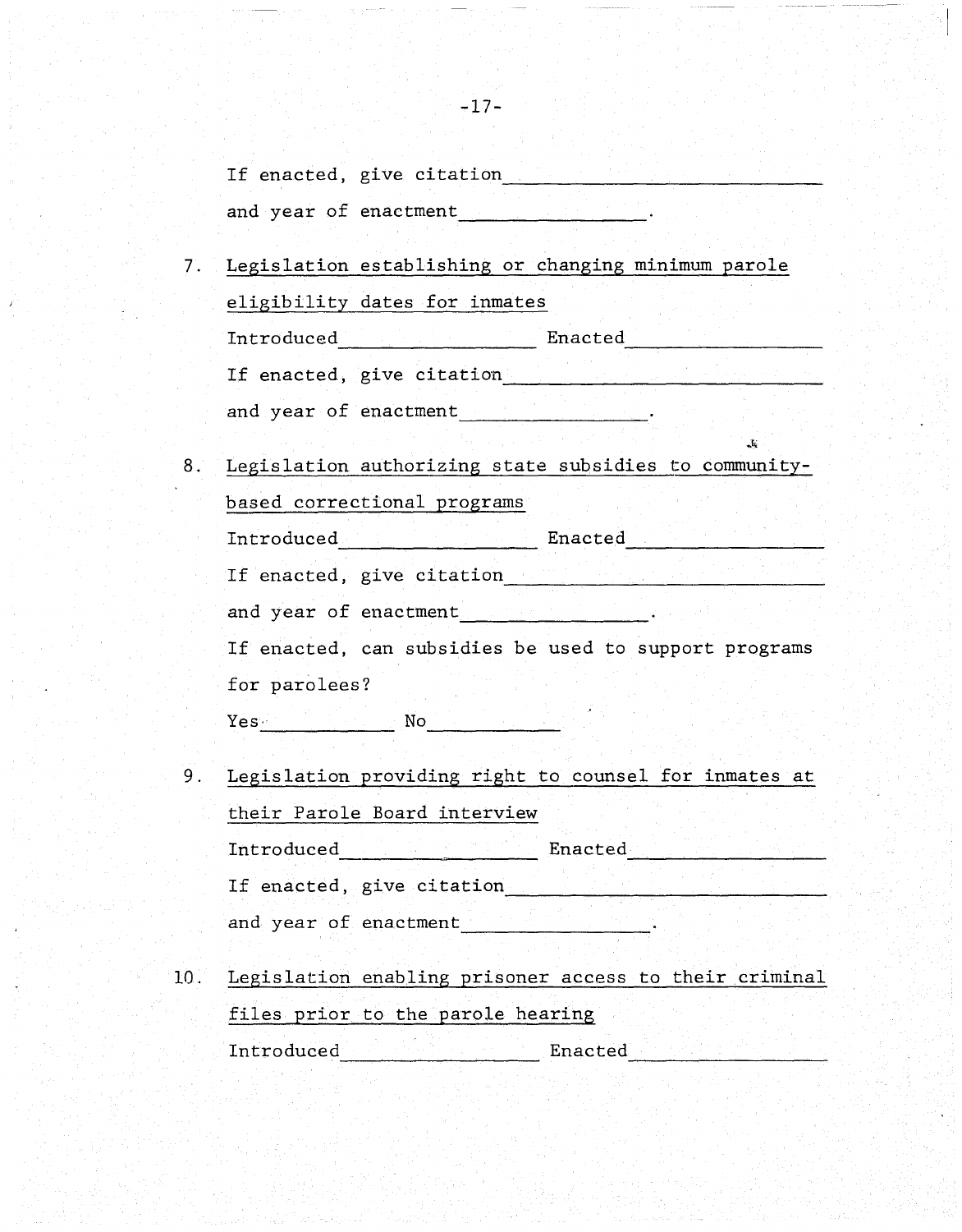If enacted, give citation ____________________________
and year of enactment ________________.

7. Legislation establishing or changing minimum parole eligibility dates for inmates

   Introduced ________________ Enacted ________________

   If enacted, give citation ____________________________

   and year of enactment ________________.

8. Legislation authorizing state subsidies to community-based correctional programs

   Introduced ________________ Enacted ________________

   If enacted, give citation ____________________________

   and year of enactment ________________.

   If enacted, can subsidies be used to support programs for parolees?

   Yes ____________ No ____________

9. Legislation providing right to counsel for inmates at their Parole Board interview

   Introduced ________________ Enacted ________________

   If enacted, give citation ____________________________

   and year of enactment ________________.

10. Legislation enabling prisoner access to their criminal files prior to the parole hearing

    Introduced ________________ Enacted ________________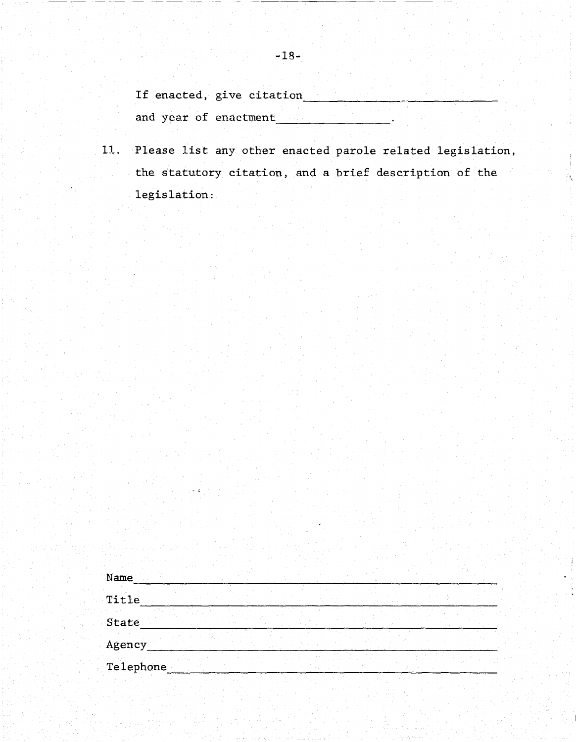If enacted, give citation______________________________

and year of enactment________________.

11. Please list any other enacted parole related legislation, the statutory citation, and a brief description of the legislation:

Name_____________________________________________

Title_____________________________________________

State_____________________________________________

Agency____________________________________________

Telephone_________________________________________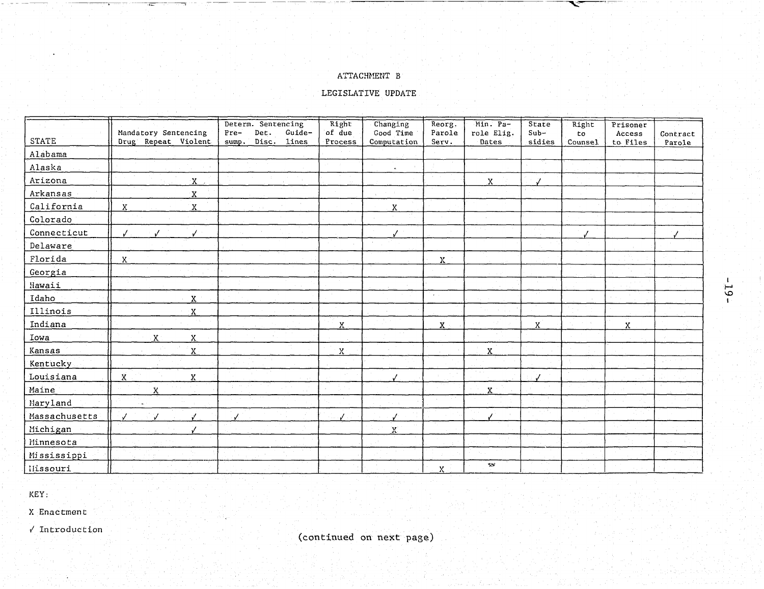ATTACHMENT B

LEGISLATIVE UPDATE

| STATE | Mandatory Sentencing | | | Determ. Sentencing | | | Right of due Process | Changing Good Time Computation | Reorg. Parole Serv. | Min. Parole Elig. Dates | State Subsidies | Right to Counsel | Prisoner Access to Files | Contract Parole |
|---|---|---|---|---|---|---|---|---|---|---|---|---|---|---|
| | Drug | Repeat | Violent | Presump. | Det. Disc. | Guidelines | | | | | | | | |
| Alabama | | | | | | | | | | | | | | |
| Alaska | | | | | | | | | | | | | | |
| Arizona | | | X | | | | | | | X | ✓ | | | |
| Arkansas | | | X | | | | | | | | | | | |
| California | X | | X | | | | | X | | | | | | |
| Colorado | | | | | | | | | | | | | | |
| Connecticut | ✓ | ✓ | ✓ | | | | | ✓ | | | | ✓ | | ✓ |
| Delaware | | | | | | | | | | | | | | |
| Florida | X | | | | | | | | X | | | | | |
| Georgia | | | | | | | | | | | | | | |
| Hawaii | | | | | | | | | | | | | | |
| Idaho | | | X | | | | | | | | | | | |
| Illinois | | | X | | | | | | | | | | | |
| Indiana | | | | | | | X | | X | | X | | X | |
| Iowa | | X | X | | | | | | | | | | | |
| Kansas | | | X | | | | X | | | X | | | | |
| Kentucky | | | | | | | | | | | | | | |
| Louisiana | X | | X | | | | | ✓ | | | ✓ | | | |
| Maine | | X | | | | | | | | X | | | | |
| Maryland | | | | | | | | | | | | | | |
| Massachusetts | ✓ | ✓ | ✓ | ✓ | | | ✓ | ✓ | | ✓ | | | | |
| Michigan | | | ✓ | | | | | X | | | | | | |
| Minnesota | | | | | | | | | | | | | | |
| Mississippi | | | | | | | | | | | | | | |
| Missouri | | | | | | | | | X | | | | | |

KEY:

X Enactment

✓ Introduction

(continued on next page)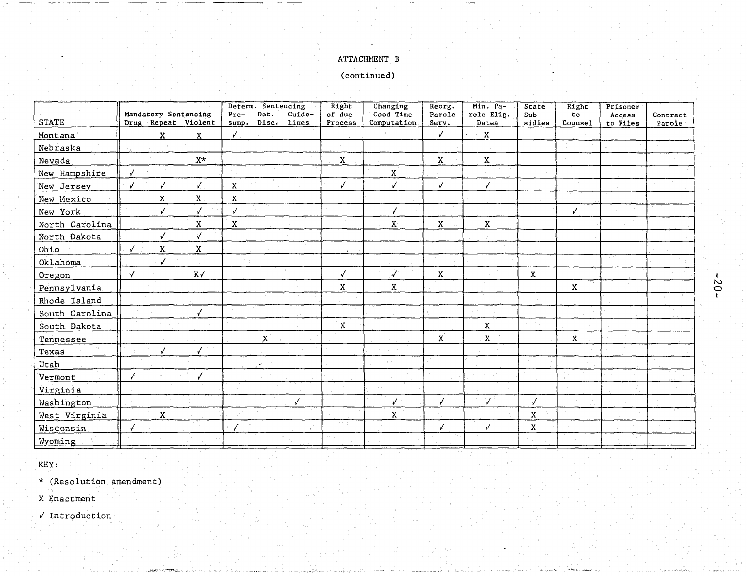ATTACHMENT B

(continued)

| STATE | Mandatory Sentencing Drug | Mandatory Sentencing Repeat | Mandatory Sentencing Violent | Determ. Sentencing Pre-sump. | Determ. Sentencing Det. Disc. | Determ. Sentencing Guide-lines | Right of due Process | Changing Good Time Computation | Reorg. Parole Serv. | Min. Parole Elig. Dates | State Sub-sidies | Right to Counsel | Prisoner Access to Files | Contract Parole |
|---|---|---|---|---|---|---|---|---|---|---|---|---|---|---|
| Montana | | X | X | ✓ | | | | | ✓ | X | | | | |
| Nebraska | | | | | | | | | | | | | | |
| Nevada | | | X* | | | | X | | X | X | | | | |
| New Hampshire | ✓ | | | | | | | X | | | | | | |
| New Jersey | ✓ | ✓ | ✓ | X | | | ✓ | ✓ | ✓ | ✓ | | | | |
| New Mexico | | X | X | X | | | | | | | | | | |
| New York | | ✓ | ✓ | ✓ | | | | ✓ | | | | ✓ | | |
| North Carolina | | | X | X | | | | X | X | X | | | | |
| North Dakota | | ✓ | ✓ | | | | | | | | | | | |
| Ohio | ✓ | X | X | | | | | | | | | | | |
| Oklahoma | | ✓ | | | | | | | | | | | | |
| Oregon | ✓ | | X✓ | | | | ✓ | ✓ | X | | X | | | |
| Pennsylvania | | | | | | | X | X | | | | X | | |
| Rhode Island | | | | | | | | | | | | | | |
| South Carolina | | | ✓ | | | | | | | | | | | |
| South Dakota | | | | | | | X | | | X | | | | |
| Tennessee | | | | | X | | | | X | X | | X | | |
| Texas | | ✓ | ✓ | | | | | | | | | | | |
| Utah | | | | | | | | | | | | | | |
| Vermont | ✓ | | ✓ | | | | | | | | | | | |
| Virginia | | | | | | | | | | | | | | |
| Washington | | | | | | ✓ | | ✓ | ✓ | ✓ | ✓ | | | |
| West Virginia | | X | | | | | | X | | | X | | | |
| Wisconsin | ✓ | | | ✓ | | | | | ✓ | ✓ | X | | | |
| Wyoming | | | | | | | | | | | | | | |

KEY:

\* (Resolution amendment)

X Enactment

✓ Introduction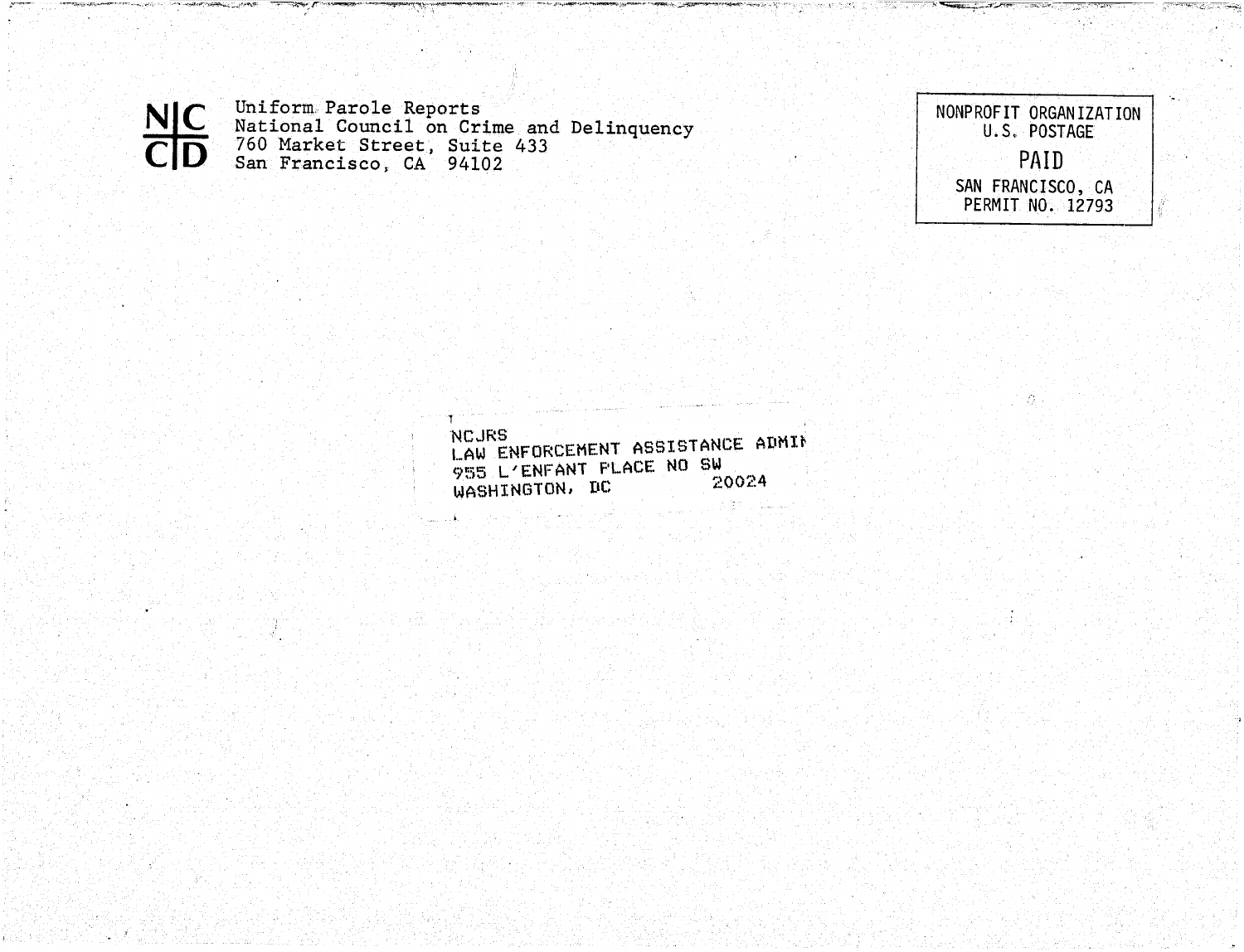NCCD

Uniform Parole Reports
National Council on Crime and Delinquency
760 Market Street, Suite 433
San Francisco, CA 94102

NONPROFIT ORGANIZATION
U.S. POSTAGE
PAID
SAN FRANCISCO, CA
PERMIT NO. 12793

NCJRS
LAW ENFORCEMENT ASSISTANCE ADMIN
955 L'ENFANT PLACE NO SW
WASHINGTON, DC 20024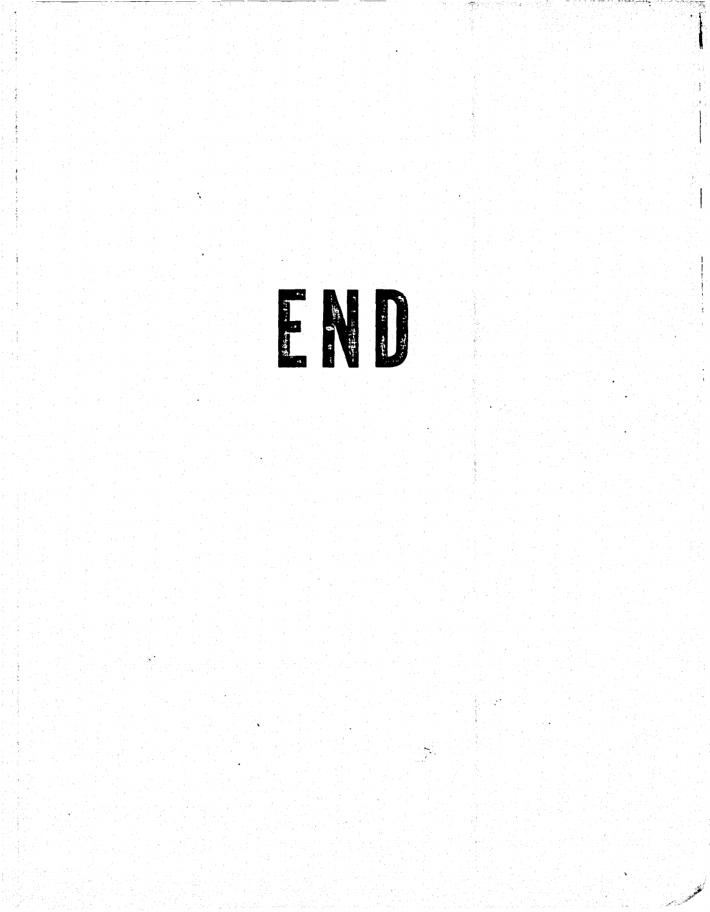END